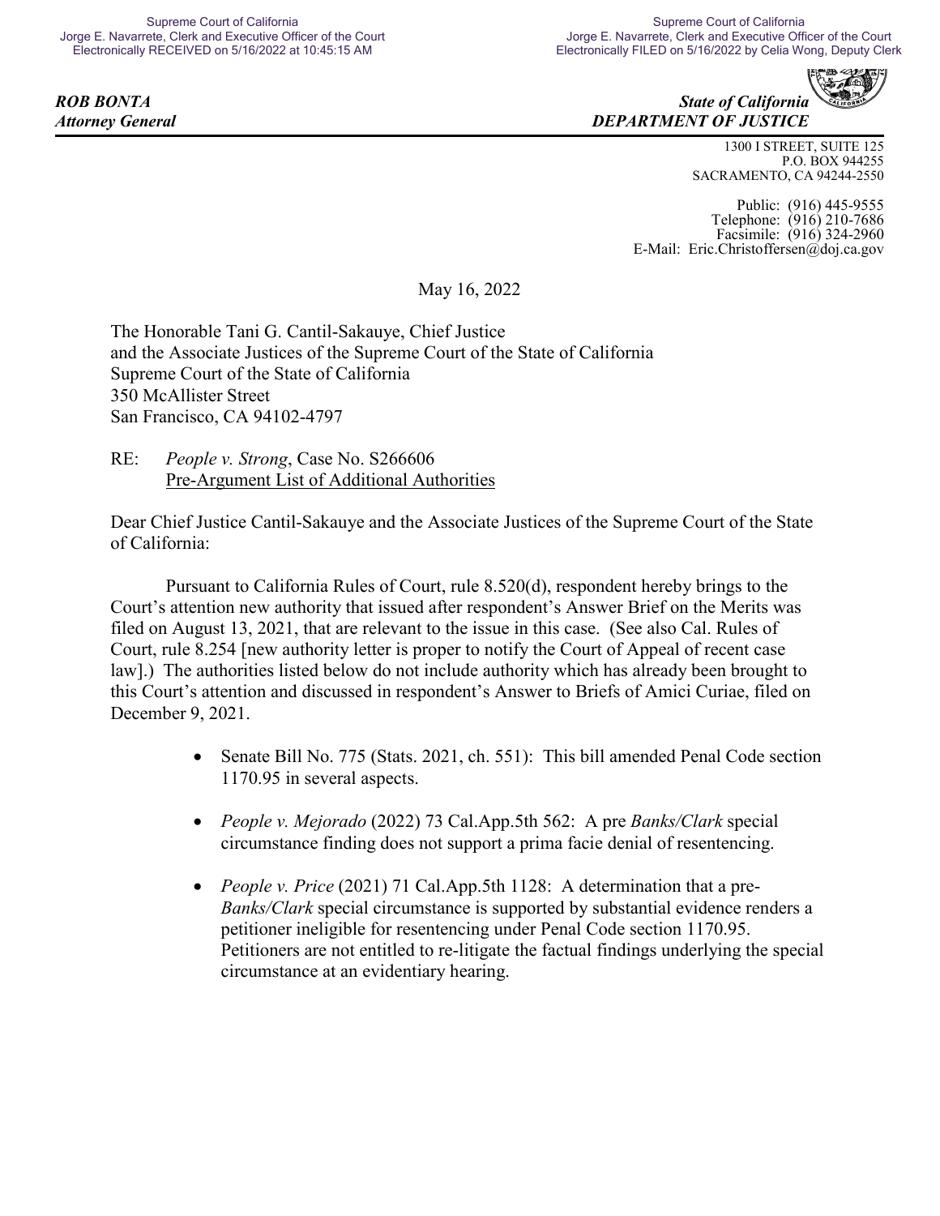Supreme Court of California
Jorge E. Navarrete, Clerk and Executive Officer of the Court
Electronically RECEIVED on 5/16/2022 at 10:45:15 AM

Supreme Court of California
Jorge E. Navarrete, Clerk and Executive Officer of the Court
Electronically FILED on 5/16/2022 by Celia Wong, Deputy Clerk

***ROB BONTA***
***Attorney General***

***State of California***
***DEPARTMENT OF JUSTICE***

1300 I STREET, SUITE 125
P.O. BOX 944255
SACRAMENTO, CA 94244-2550

Public: (916) 445-9555
Telephone: (916) 210-7686
Facsimile: (916) 324-2960
E-Mail: Eric.Christoffersen@doj.ca.gov

May 16, 2022

The Honorable Tani G. Cantil-Sakauye, Chief Justice
and the Associate Justices of the Supreme Court of the State of California
Supreme Court of the State of California
350 McAllister Street
San Francisco, CA 94102-4797

RE: *People v. Strong*, Case No. S266606
Pre-Argument List of Additional Authorities

Dear Chief Justice Cantil-Sakauye and the Associate Justices of the Supreme Court of the State of California:

Pursuant to California Rules of Court, rule 8.520(d), respondent hereby brings to the Court's attention new authority that issued after respondent's Answer Brief on the Merits was filed on August 13, 2021, that are relevant to the issue in this case. (See also Cal. Rules of Court, rule 8.254 [new authority letter is proper to notify the Court of Appeal of recent case law].) The authorities listed below do not include authority which has already been brought to this Court's attention and discussed in respondent's Answer to Briefs of Amici Curiae, filed on December 9, 2021.

- Senate Bill No. 775 (Stats. 2021, ch. 551): This bill amended Penal Code section 1170.95 in several aspects.
- *People v. Mejorado* (2022) 73 Cal.App.5th 562: A pre *Banks/Clark* special circumstance finding does not support a prima facie denial of resentencing.
- *People v. Price* (2021) 71 Cal.App.5th 1128: A determination that a pre-*Banks/Clark* special circumstance is supported by substantial evidence renders a petitioner ineligible for resentencing under Penal Code section 1170.95. Petitioners are not entitled to re-litigate the factual findings underlying the special circumstance at an evidentiary hearing.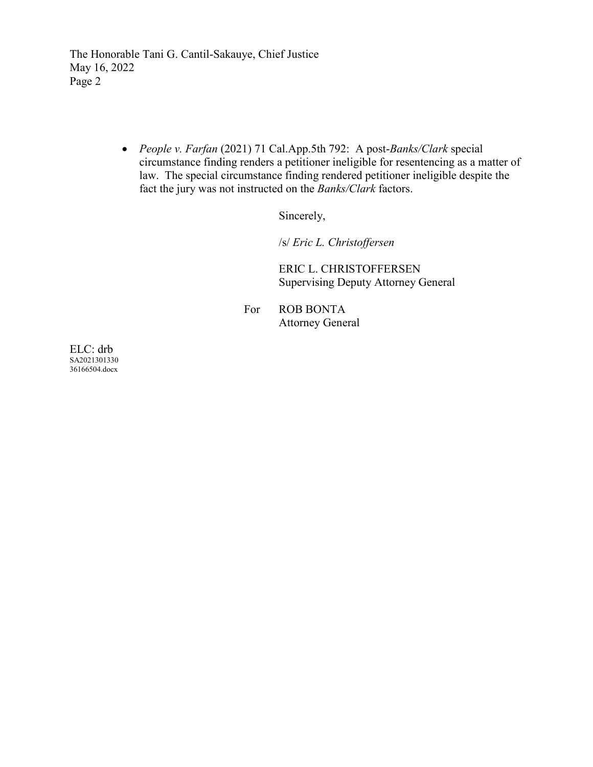- *People v. Farfan* (2021) 71 Cal.App.5th 792: A post-*Banks/Clark* special circumstance finding renders a petitioner ineligible for resentencing as a matter of law. The special circumstance finding rendered petitioner ineligible despite the fact the jury was not instructed on the *Banks/Clark* factors.

Sincerely,

/s/ *Eric L. Christoffersen*

ERIC L. CHRISTOFFERSEN
Supervising Deputy Attorney General

For ROB BONTA
Attorney General

ELC: drb
SA2021301330
36166504.docx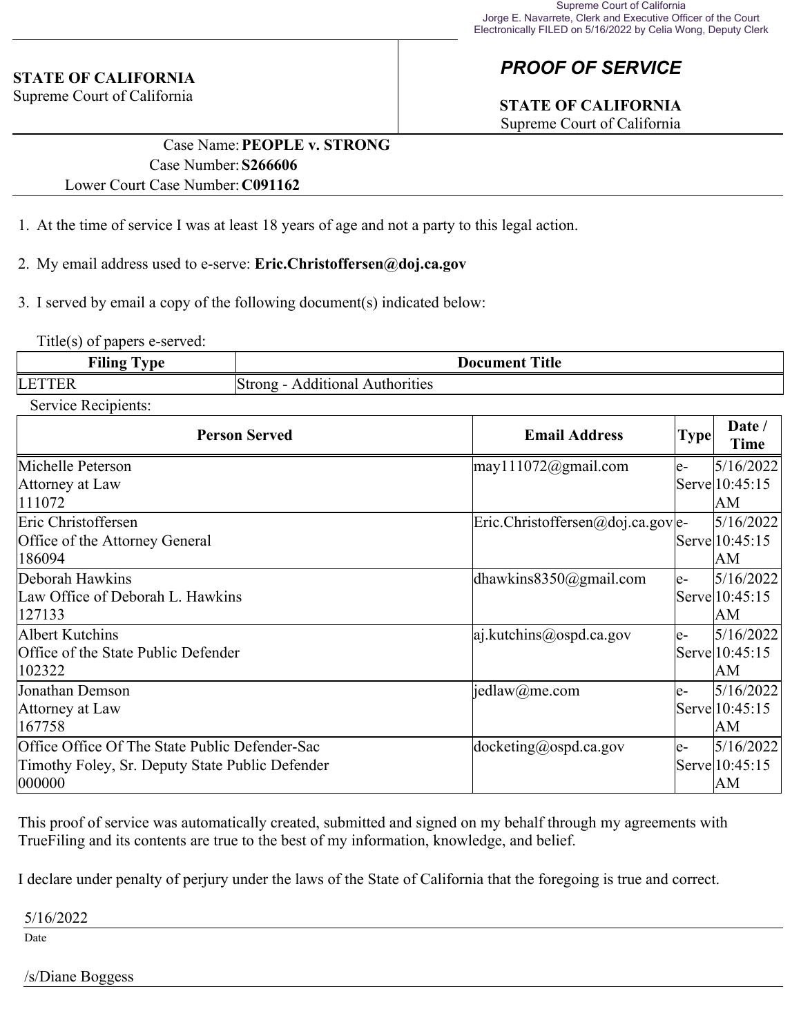Supreme Court of California
Jorge E. Navarrete, Clerk and Executive Officer of the Court
Electronically FILED on 5/16/2022 by Celia Wong, Deputy Clerk

**STATE OF CALIFORNIA**
Supreme Court of California

## *PROOF OF SERVICE*

**STATE OF CALIFORNIA**
Supreme Court of California

Case Name: **PEOPLE v. STRONG**
Case Number: **S266606**
Lower Court Case Number: **C091162**

1. At the time of service I was at least 18 years of age and not a party to this legal action.

2. My email address used to e-serve: **Eric.Christoffersen@doj.ca.gov**

3. I served by email a copy of the following document(s) indicated below:

Title(s) of papers e-served:

| Filing Type | Document Title |
|---|---|
| LETTER | Strong - Additional Authorities |

Service Recipients:

| Person Served | Email Address | Type | Date / Time |
|---|---|---|---|
| Michelle Peterson<br>Attorney at Law<br>111072 | may111072@gmail.com | e-Serve | 5/16/2022 10:45:15 AM |
| Eric Christoffersen<br>Office of the Attorney General<br>186094 | Eric.Christoffersen@doj.ca.gov | e-Serve | 5/16/2022 10:45:15 AM |
| Deborah Hawkins<br>Law Office of Deborah L. Hawkins<br>127133 | dhawkins8350@gmail.com | e-Serve | 5/16/2022 10:45:15 AM |
| Albert Kutchins<br>Office of the State Public Defender<br>102322 | aj.kutchins@ospd.ca.gov | e-Serve | 5/16/2022 10:45:15 AM |
| Jonathan Demson<br>Attorney at Law<br>167758 | jedlaw@me.com | e-Serve | 5/16/2022 10:45:15 AM |
| Office Office Of The State Public Defender-Sac<br>Timothy Foley, Sr. Deputy State Public Defender<br>000000 | docketing@ospd.ca.gov | e-Serve | 5/16/2022 10:45:15 AM |

This proof of service was automatically created, submitted and signed on my behalf through my agreements with TrueFiling and its contents are true to the best of my information, knowledge, and belief.

I declare under penalty of perjury under the laws of the State of California that the foregoing is true and correct.

5/16/2022
Date

/s/Diane Boggess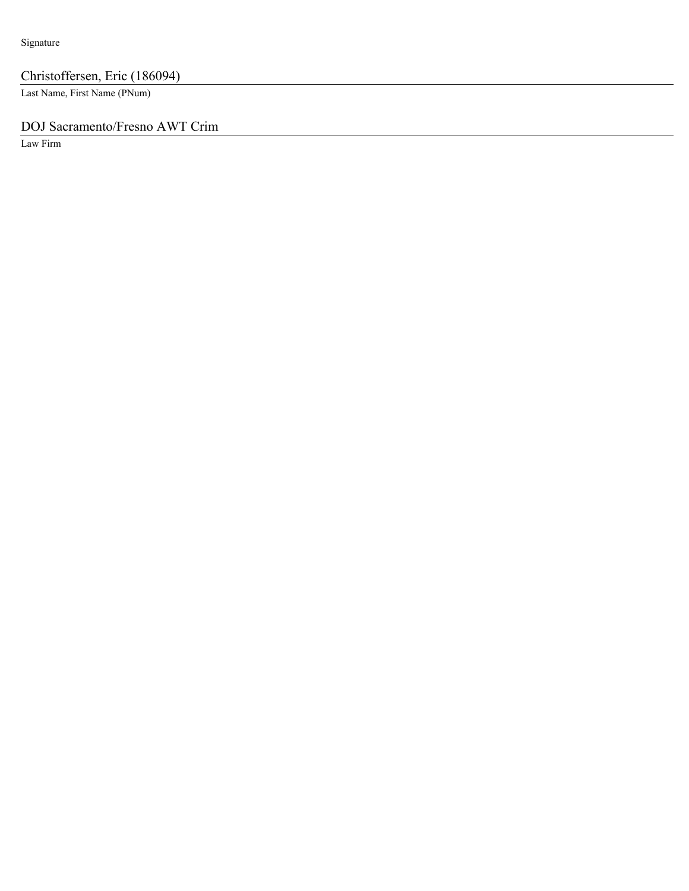Signature

Christoffersen, Eric (186094)

Last Name, First Name (PNum)

DOJ Sacramento/Fresno AWT Crim

Law Firm